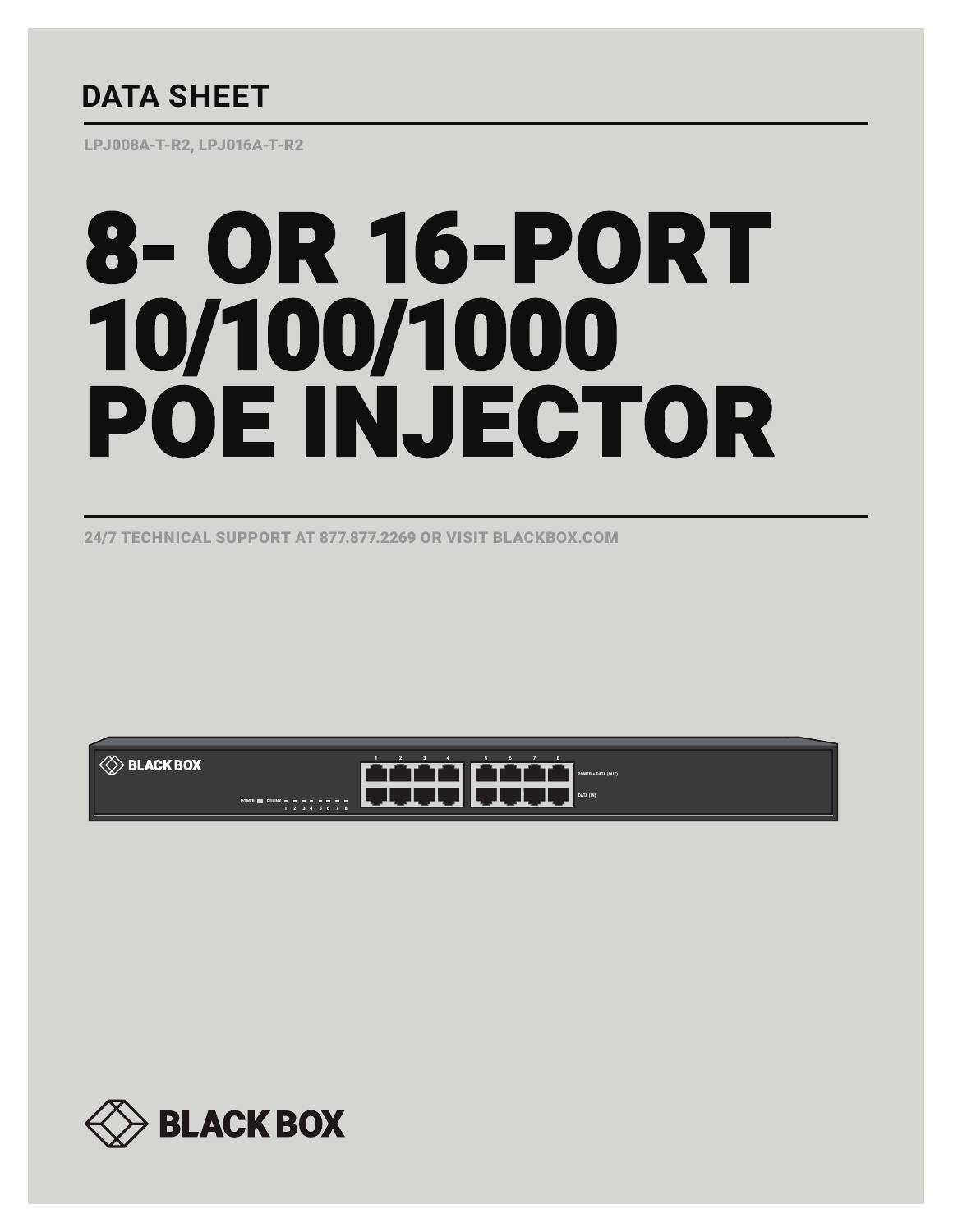## DATA SHEET

LPJ008A-T-R2, LPJ016A-T-R2

# 8- OR 16-PORT 10/100/1000 POE INJECTOR

24/7 TECHNICAL SUPPORT AT 877.877.2269 OR VISIT BLACKBOX.COM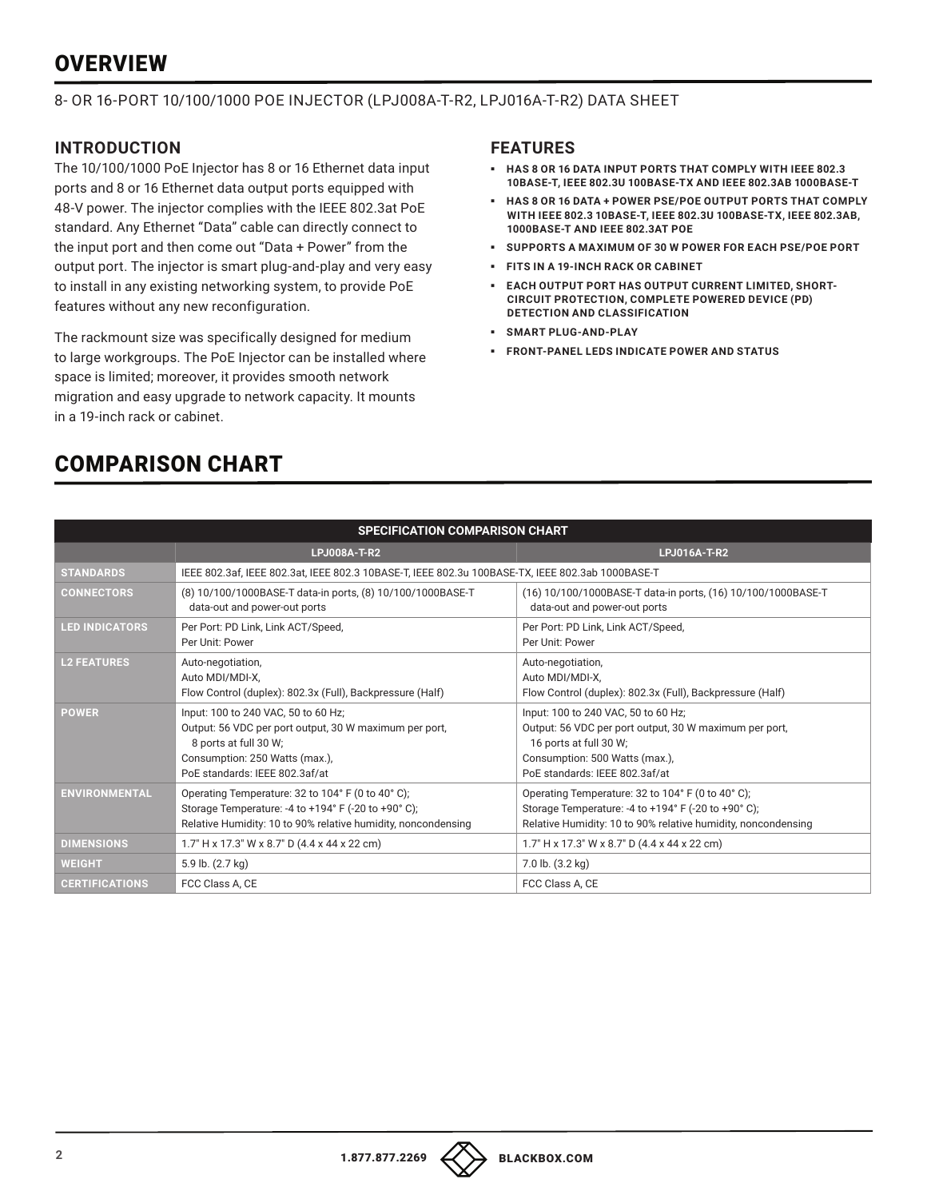# OVERVIEW

8- OR 16-PORT 10/100/1000 POE INJECTOR (LPJ008A-T-R2, LPJ016A-T-R2) DATA SHEET

## INTRODUCTION

The 10/100/1000 PoE Injector has 8 or 16 Ethernet data input ports and 8 or 16 Ethernet data output ports equipped with 48-V power. The injector complies with the IEEE 802.3at PoE standard. Any Ethernet "Data" cable can directly connect to the input port and then come out "Data + Power" from the output port. The injector is smart plug-and-play and very easy to install in any existing networking system, to provide PoE features without any new reconfiguration.

The rackmount size was specifically designed for medium to large workgroups. The PoE Injector can be installed where space is limited; moreover, it provides smooth network migration and easy upgrade to network capacity. It mounts in a 19-inch rack or cabinet.

## FEATURES

- **HAS 8 OR 16 DATA INPUT PORTS THAT COMPLY WITH IEEE 802.3 10BASE-T, IEEE 802.3U 100BASE-TX AND IEEE 802.3AB 1000BASE-T**
- **HAS 8 OR 16 DATA + POWER PSE/POE OUTPUT PORTS THAT COMPLY WITH IEEE 802.3 10BASE-T, IEEE 802.3U 100BASE-TX, IEEE 802.3AB, 1000BASE-T AND IEEE 802.3AT POE**
- **SUPPORTS A MAXIMUM OF 30 W POWER FOR EACH PSE/POE PORT**
- **FITS IN A 19-INCH RACK OR CABINET**
- **EACH OUTPUT PORT HAS OUTPUT CURRENT LIMITED, SHORT-CIRCUIT PROTECTION, COMPLETE POWERED DEVICE (PD) DETECTION AND CLASSIFICATION**
- **SMART PLUG-AND-PLAY**
- **FRONT-PANEL LEDS INDICATE POWER AND STATUS**

# COMPARISON CHART

| SPECIFICATION COMPARISON CHART | | |
|---|---|---|
| | LPJ008A-T-R2 | LPJ016A-T-R2 |
| STANDARDS | IEEE 802.3af, IEEE 802.3at, IEEE 802.3 10BASE-T, IEEE 802.3u 100BASE-TX, IEEE 802.3ab 1000BASE-T | |
| CONNECTORS | (8) 10/100/1000BASE-T data-in ports, (8) 10/100/1000BASE-T data-out and power-out ports | (16) 10/100/1000BASE-T data-in ports, (16) 10/100/1000BASE-T data-out and power-out ports |
| LED INDICATORS | Per Port: PD Link, Link ACT/Speed, Per Unit: Power | Per Port: PD Link, Link ACT/Speed, Per Unit: Power |
| L2 FEATURES | Auto-negotiation, Auto MDI/MDI-X, Flow Control (duplex): 802.3x (Full), Backpressure (Half) | Auto-negotiation, Auto MDI/MDI-X, Flow Control (duplex): 802.3x (Full), Backpressure (Half) |
| POWER | Input: 100 to 240 VAC, 50 to 60 Hz; Output: 56 VDC per port output, 30 W maximum per port, 8 ports at full 30 W; Consumption: 250 Watts (max.), PoE standards: IEEE 802.3af/at | Input: 100 to 240 VAC, 50 to 60 Hz; Output: 56 VDC per port output, 30 W maximum per port, 16 ports at full 30 W; Consumption: 500 Watts (max.), PoE standards: IEEE 802.3af/at |
| ENVIRONMENTAL | Operating Temperature: 32 to 104° F (0 to 40° C); Storage Temperature: -4 to +194° F (-20 to +90° C); Relative Humidity: 10 to 90% relative humidity, noncondensing | Operating Temperature: 32 to 104° F (0 to 40° C); Storage Temperature: -4 to +194° F (-20 to +90° C); Relative Humidity: 10 to 90% relative humidity, noncondensing |
| DIMENSIONS | 1.7" H x 17.3" W x 8.7" D (4.4 x 44 x 22 cm) | 1.7" H x 17.3" W x 8.7" D (4.4 x 44 x 22 cm) |
| WEIGHT | 5.9 lb. (2.7 kg) | 7.0 lb. (3.2 kg) |
| CERTIFICATIONS | FCC Class A, CE | FCC Class A, CE |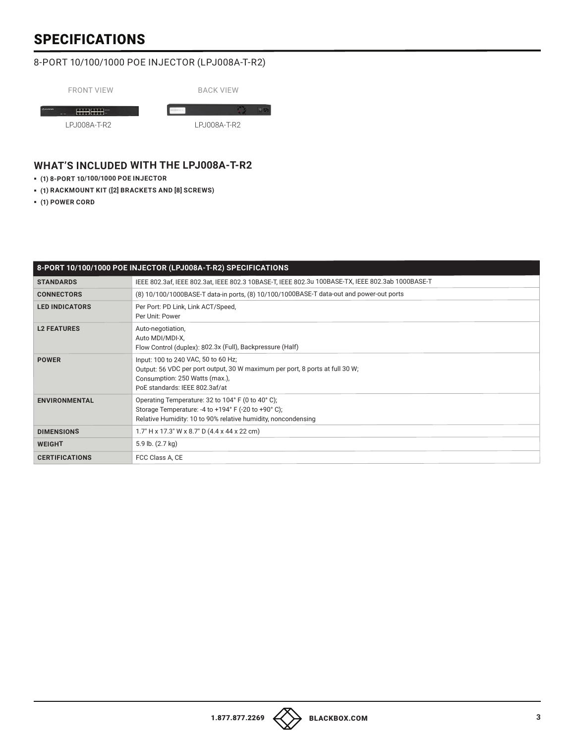# SPECIFICATIONS

8-PORT 10/100/1000 POE INJECTOR (LPJ008A-T-R2)

FRONT VIEW

LPJ008A-T-R2

BACK VIEW

LPJ008A-T-R2

## WHAT'S INCLUDED WITH THE LPJ008A-T-R2

- **(1) 8-PORT 10/100/1000 POE INJECTOR**
- **(1) RACKMOUNT KIT ([2] BRACKETS AND [8] SCREWS)**
- **(1) POWER CORD**

| 8-PORT 10/100/1000 POE INJECTOR (LPJ008A-T-R2) SPECIFICATIONS | |
|---|---|
| **STANDARDS** | IEEE 802.3af, IEEE 802.3at, IEEE 802.3 10BASE-T, IEEE 802.3u 100BASE-TX, IEEE 802.3ab 1000BASE-T |
| **CONNECTORS** | (8) 10/100/1000BASE-T data-in ports, (8) 10/100/1000BASE-T data-out and power-out ports |
| **LED INDICATORS** | Per Port: PD Link, Link ACT/Speed,<br>Per Unit: Power |
| **L2 FEATURES** | Auto-negotiation,<br>Auto MDI/MDI-X,<br>Flow Control (duplex): 802.3x (Full), Backpressure (Half) |
| **POWER** | Input: 100 to 240 VAC, 50 to 60 Hz;<br>Output: 56 VDC per port output, 30 W maximum per port, 8 ports at full 30 W;<br>Consumption: 250 Watts (max.),<br>PoE standards: IEEE 802.3af/at |
| **ENVIRONMENTAL** | Operating Temperature: 32 to 104° F (0 to 40° C);<br>Storage Temperature: -4 to +194° F (-20 to +90° C);<br>Relative Humidity: 10 to 90% relative humidity, noncondensing |
| **DIMENSIONS** | 1.7" H x 17.3" W x 8.7" D (4.4 x 44 x 22 cm) |
| **WEIGHT** | 5.9 lb. (2.7 kg) |
| **CERTIFICATIONS** | FCC Class A, CE |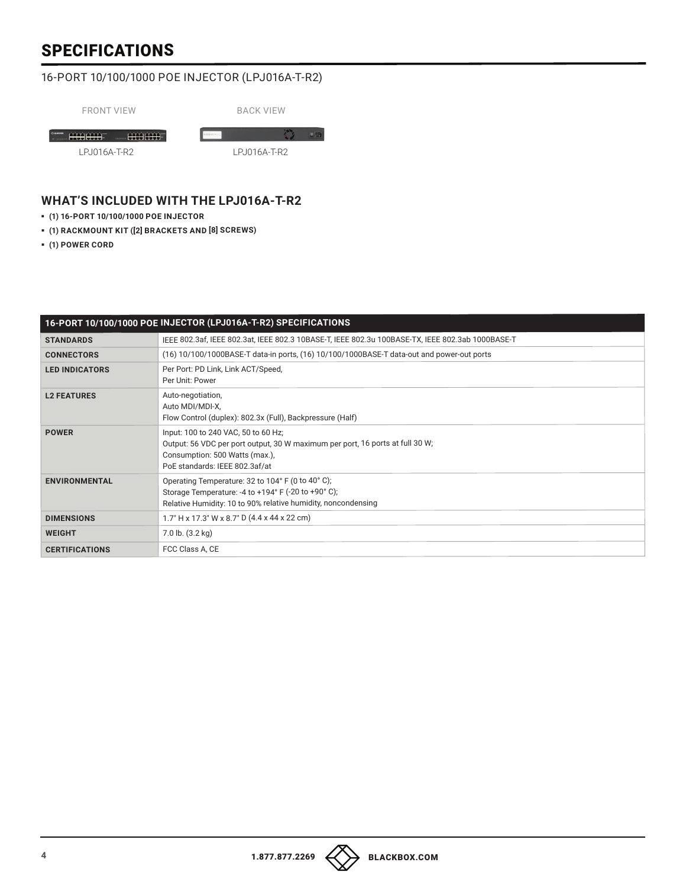# SPECIFICATIONS

16-PORT 10/100/1000 POE INJECTOR (LPJ016A-T-R2)

FRONT VIEW

LPJ016A-T-R2

BACK VIEW

LPJ016A-T-R2

## WHAT'S INCLUDED WITH THE LPJ016A-T-R2

- **(1) 16-PORT 10/100/1000 POE INJECTOR**
- **(1) RACKMOUNT KIT ([2] BRACKETS AND [8] SCREWS)**
- **(1) POWER CORD**

| 16-PORT 10/100/1000 POE INJECTOR (LPJ016A-T-R2) SPECIFICATIONS | |
|---|---|
| **STANDARDS** | IEEE 802.3af, IEEE 802.3at, IEEE 802.3 10BASE-T, IEEE 802.3u 100BASE-TX, IEEE 802.3ab 1000BASE-T |
| **CONNECTORS** | (16) 10/100/1000BASE-T data-in ports, (16) 10/100/1000BASE-T data-out and power-out ports |
| **LED INDICATORS** | Per Port: PD Link, Link ACT/Speed,<br>Per Unit: Power |
| **L2 FEATURES** | Auto-negotiation,<br>Auto MDI/MDI-X,<br>Flow Control (duplex): 802.3x (Full), Backpressure (Half) |
| **POWER** | Input: 100 to 240 VAC, 50 to 60 Hz;<br>Output: 56 VDC per port output, 30 W maximum per port, 16 ports at full 30 W;<br>Consumption: 500 Watts (max.),<br>PoE standards: IEEE 802.3af/at |
| **ENVIRONMENTAL** | Operating Temperature: 32 to 104° F (0 to 40° C);<br>Storage Temperature: -4 to +194° F (-20 to +90° C);<br>Relative Humidity: 10 to 90% relative humidity, noncondensing |
| **DIMENSIONS** | 1.7" H x 17.3" W x 8.7" D (4.4 x 44 x 22 cm) |
| **WEIGHT** | 7.0 lb. (3.2 kg) |
| **CERTIFICATIONS** | FCC Class A, CE |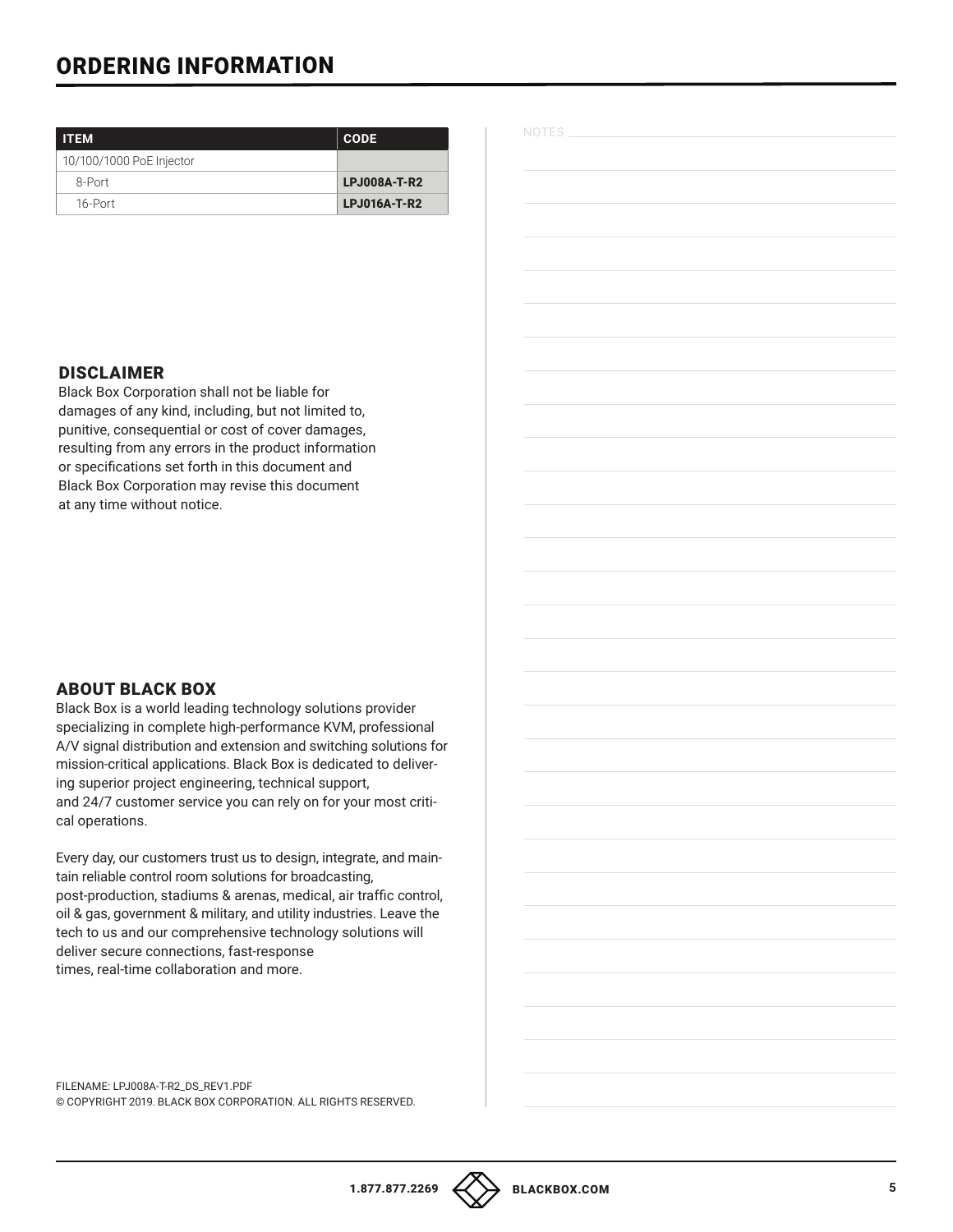# ORDERING INFORMATION

| ITEM | CODE |
|---|---|
| 10/100/1000 PoE Injector | |
| 8-Port | **LPJ008A-T-R2** |
| 16-Port | **LPJ016A-T-R2** |

NOTES

## DISCLAIMER

Black Box Corporation shall not be liable for damages of any kind, including, but not limited to, punitive, consequential or cost of cover damages, resulting from any errors in the product information or specifications set forth in this document and Black Box Corporation may revise this document at any time without notice.

## ABOUT BLACK BOX

Black Box is a world leading technology solutions provider specializing in complete high-performance KVM, professional A/V signal distribution and extension and switching solutions for mission-critical applications. Black Box is dedicated to delivering superior project engineering, technical support, and 24/7 customer service you can rely on for your most critical operations.

Every day, our customers trust us to design, integrate, and maintain reliable control room solutions for broadcasting, post-production, stadiums & arenas, medical, air traffic control, oil & gas, government & military, and utility industries. Leave the tech to us and our comprehensive technology solutions will deliver secure connections, fast-response times, real-time collaboration and more.

FILENAME: LPJ008A-T-R2_DS_REV1.PDF
© COPYRIGHT 2019. BLACK BOX CORPORATION. ALL RIGHTS RESERVED.